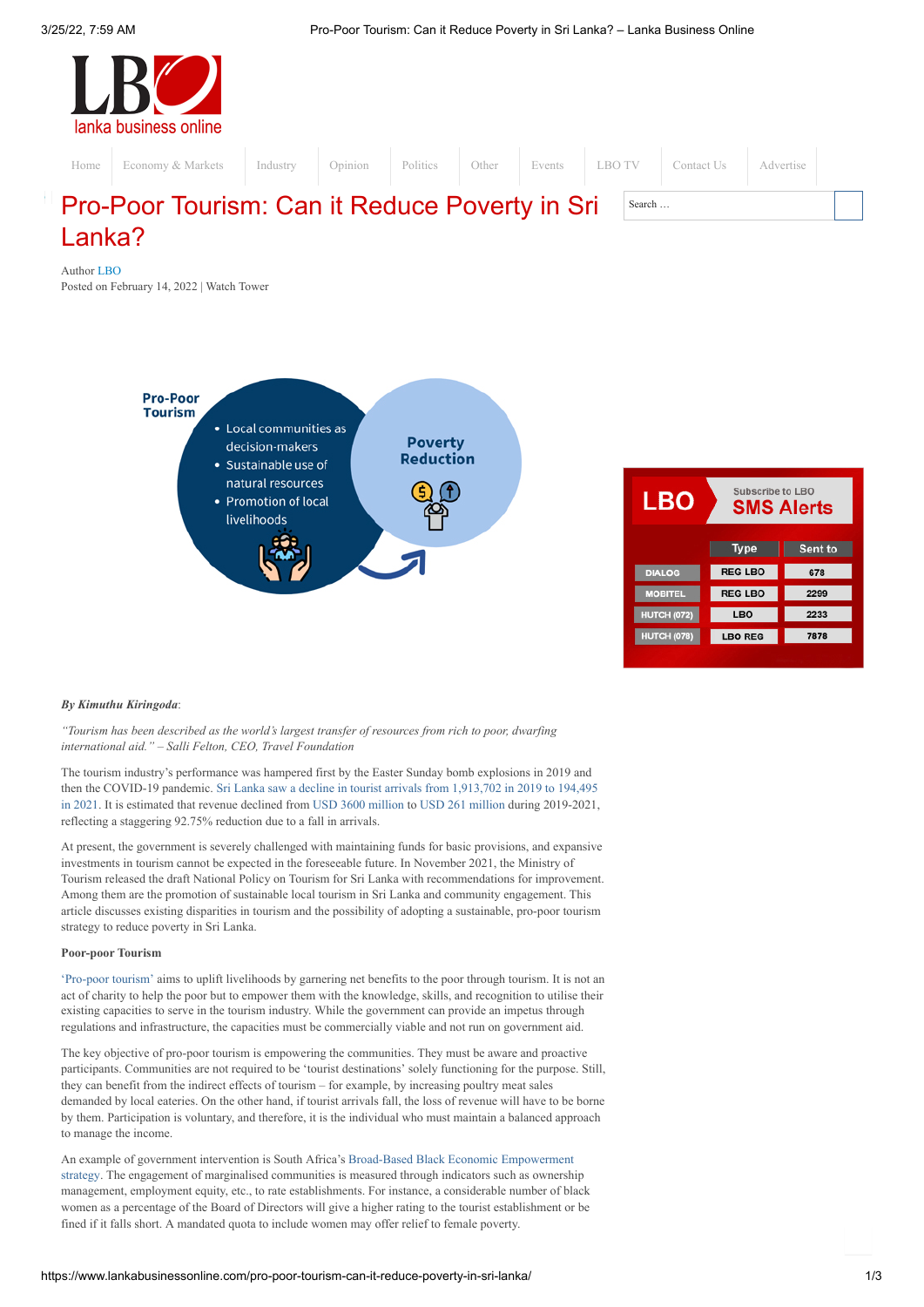# Pro-Poor Tourism: Can it Reduce Poverty in Sri Lanka?

Author LBO
Posted on February 14, 2022 | Watch Tower

***By Kimuthu Kiringoda***:

*"Tourism has been described as the world's largest transfer of resources from rich to poor, dwarfing international aid." – Salli Felton, CEO, Travel Foundation*

The tourism industry's performance was hampered first by the Easter Sunday bomb explosions in 2019 and then the COVID-19 pandemic. Sri Lanka saw a decline in tourist arrivals from 1,913,702 in 2019 to 194,495 in 2021. It is estimated that revenue declined from USD 3600 million to USD 261 million during 2019-2021, reflecting a staggering 92.75% reduction due to a fall in arrivals.

At present, the government is severely challenged with maintaining funds for basic provisions, and expansive investments in tourism cannot be expected in the foreseeable future. In November 2021, the Ministry of Tourism released the draft National Policy on Tourism for Sri Lanka with recommendations for improvement. Among them are the promotion of sustainable local tourism in Sri Lanka and community engagement. This article discusses existing disparities in tourism and the possibility of adopting a sustainable, pro-poor tourism strategy to reduce poverty in Sri Lanka.

**Poor-poor Tourism**

'Pro-poor tourism' aims to uplift livelihoods by garnering net benefits to the poor through tourism. It is not an act of charity to help the poor but to empower them with the knowledge, skills, and recognition to utilise their existing capacities to serve in the tourism industry. While the government can provide an impetus through regulations and infrastructure, the capacities must be commercially viable and not run on government aid.

The key objective of pro-poor tourism is empowering the communities. They must be aware and proactive participants. Communities are not required to be 'tourist destinations' solely functioning for the purpose. Still, they can benefit from the indirect effects of tourism – for example, by increasing poultry meat sales demanded by local eateries. On the other hand, if tourist arrivals fall, the loss of revenue will have to be borne by them. Participation is voluntary, and therefore, it is the individual who must maintain a balanced approach to manage the income.

An example of government intervention is South Africa's Broad-Based Black Economic Empowerment strategy. The engagement of marginalised communities is measured through indicators such as ownership management, employment equity, etc., to rate establishments. For instance, a considerable number of black women as a percentage of the Board of Directors will give a higher rating to the tourist establishment or be fined if it falls short. A mandated quota to include women may offer relief to female poverty.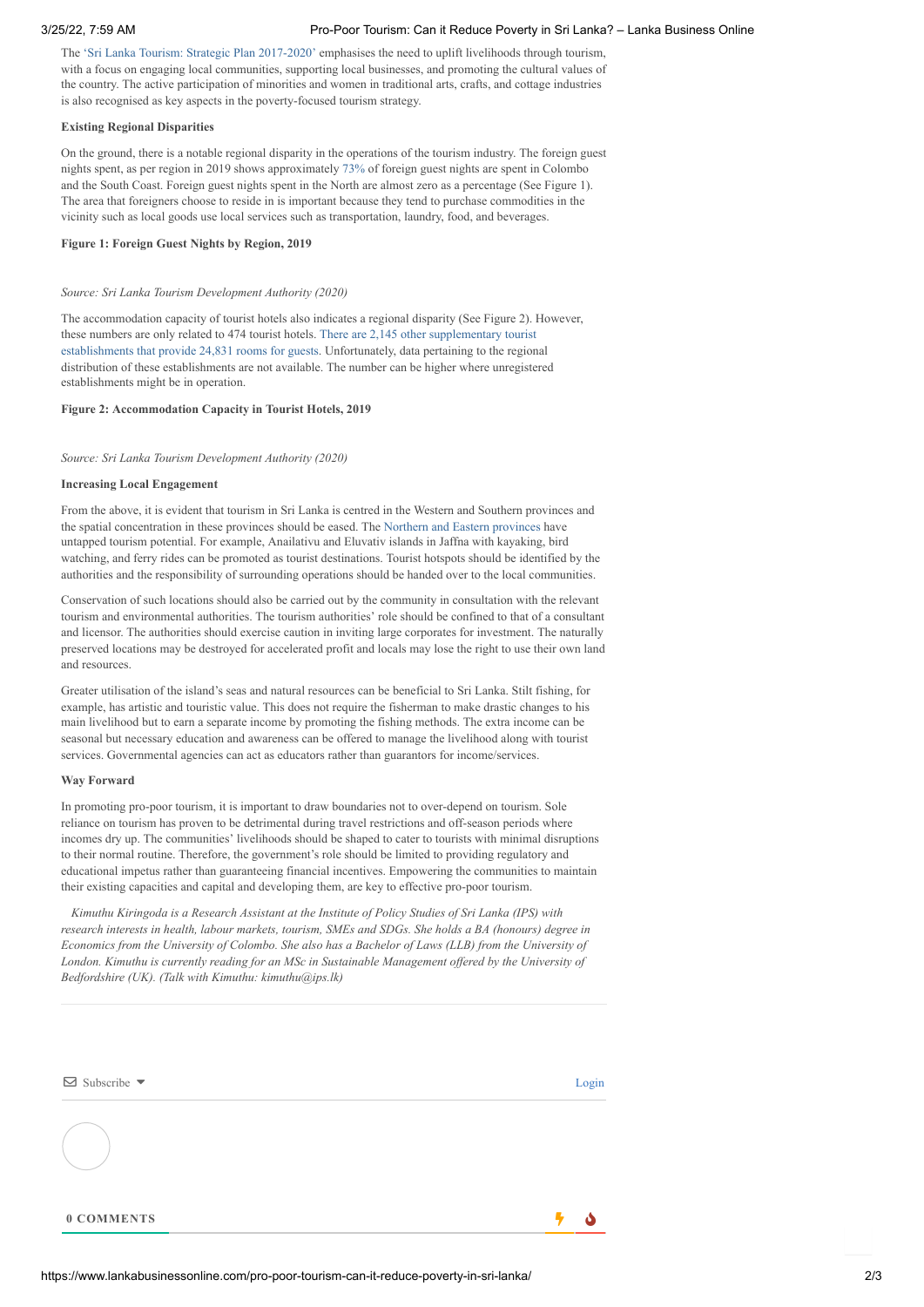The 'Sri Lanka Tourism: Strategic Plan 2017-2020' emphasises the need to uplift livelihoods through tourism, with a focus on engaging local communities, supporting local businesses, and promoting the cultural values of the country. The active participation of minorities and women in traditional arts, crafts, and cottage industries is also recognised as key aspects in the poverty-focused tourism strategy.

**Existing Regional Disparities**

On the ground, there is a notable regional disparity in the operations of the tourism industry. The foreign guest nights spent, as per region in 2019 shows approximately 73% of foreign guest nights are spent in Colombo and the South Coast. Foreign guest nights spent in the North are almost zero as a percentage (See Figure 1). The area that foreigners choose to reside in is important because they tend to purchase commodities in the vicinity such as local goods use local services such as transportation, laundry, food, and beverages.

**Figure 1: Foreign Guest Nights by Region, 2019**

*Source: Sri Lanka Tourism Development Authority (2020)*

The accommodation capacity of tourist hotels also indicates a regional disparity (See Figure 2). However, these numbers are only related to 474 tourist hotels. There are 2,145 other supplementary tourist establishments that provide 24,831 rooms for guests. Unfortunately, data pertaining to the regional distribution of these establishments are not available. The number can be higher where unregistered establishments might be in operation.

**Figure 2: Accommodation Capacity in Tourist Hotels, 2019**

*Source: Sri Lanka Tourism Development Authority (2020)*

**Increasing Local Engagement**

From the above, it is evident that tourism in Sri Lanka is centred in the Western and Southern provinces and the spatial concentration in these provinces should be eased. The Northern and Eastern provinces have untapped tourism potential. For example, Anailativu and Eluvativ islands in Jaffna with kayaking, bird watching, and ferry rides can be promoted as tourist destinations. Tourist hotspots should be identified by the authorities and the responsibility of surrounding operations should be handed over to the local communities.

Conservation of such locations should also be carried out by the community in consultation with the relevant tourism and environmental authorities. The tourism authorities' role should be confined to that of a consultant and licensor. The authorities should exercise caution in inviting large corporates for investment. The naturally preserved locations may be destroyed for accelerated profit and locals may lose the right to use their own land and resources.

Greater utilisation of the island's seas and natural resources can be beneficial to Sri Lanka. Stilt fishing, for example, has artistic and touristic value. This does not require the fisherman to make drastic changes to his main livelihood but to earn a separate income by promoting the fishing methods. The extra income can be seasonal but necessary education and awareness can be offered to manage the livelihood along with tourist services. Governmental agencies can act as educators rather than guarantors for income/services.

**Way Forward**

In promoting pro-poor tourism, it is important to draw boundaries not to over-depend on tourism. Sole reliance on tourism has proven to be detrimental during travel restrictions and off-season periods where incomes dry up. The communities' livelihoods should be shaped to cater to tourists with minimal disruptions to their normal routine. Therefore, the government's role should be limited to providing regulatory and educational impetus rather than guaranteeing financial incentives. Empowering the communities to maintain their existing capacities and capital and developing them, are key to effective pro-poor tourism.

*Kimuthu Kiringoda is a Research Assistant at the Institute of Policy Studies of Sri Lanka (IPS) with research interests in health, labour markets, tourism, SMEs and SDGs. She holds a BA (honours) degree in Economics from the University of Colombo. She also has a Bachelor of Laws (LLB) from the University of London. Kimuthu is currently reading for an MSc in Sustainable Management offered by the University of Bedfordshire (UK). (Talk with Kimuthu: kimuthu@ips.lk)*

Subscribe Login

**0 COMMENTS**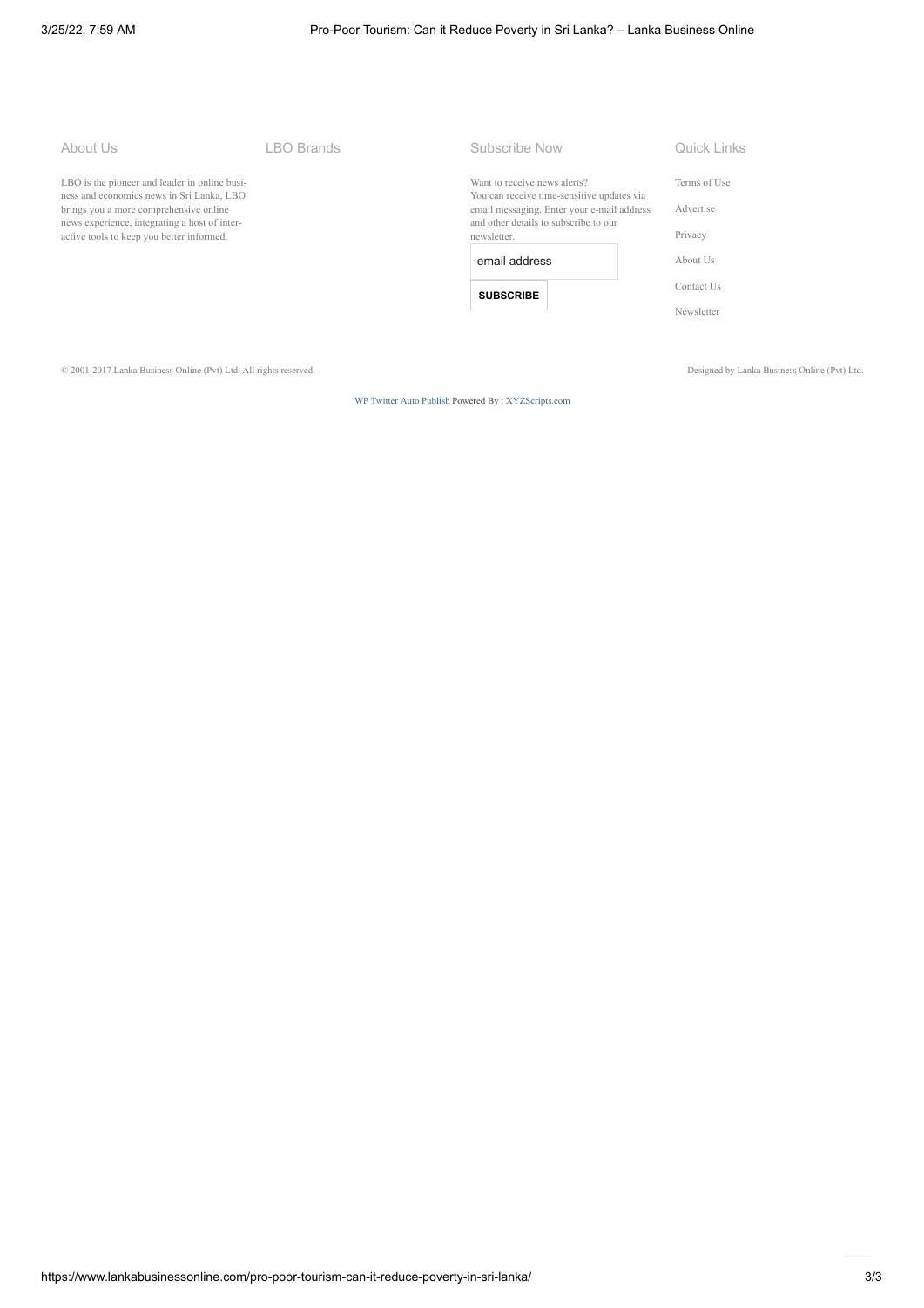## About Us

LBO is the pioneer and leader in online business and economics news in Sri Lanka, LBO brings you a more comprehensive online news experience, integrating a host of interactive tools to keep you better informed.

## LBO Brands

## Subscribe Now

Want to receive news alerts?
You can receive time-sensitive updates via email messaging. Enter your e-mail address and other details to subscribe to our newsletter.

email address

**SUBSCRIBE**

## Quick Links

- Terms of Use
- Advertise
- Privacy
- About Us
- Contact Us
- Newsletter

© 2001-2017 Lanka Business Online (Pvt) Ltd. All rights reserved.

Designed by Lanka Business Online (Pvt) Ltd.

WP Twitter Auto Publish Powered By : XYZScripts.com